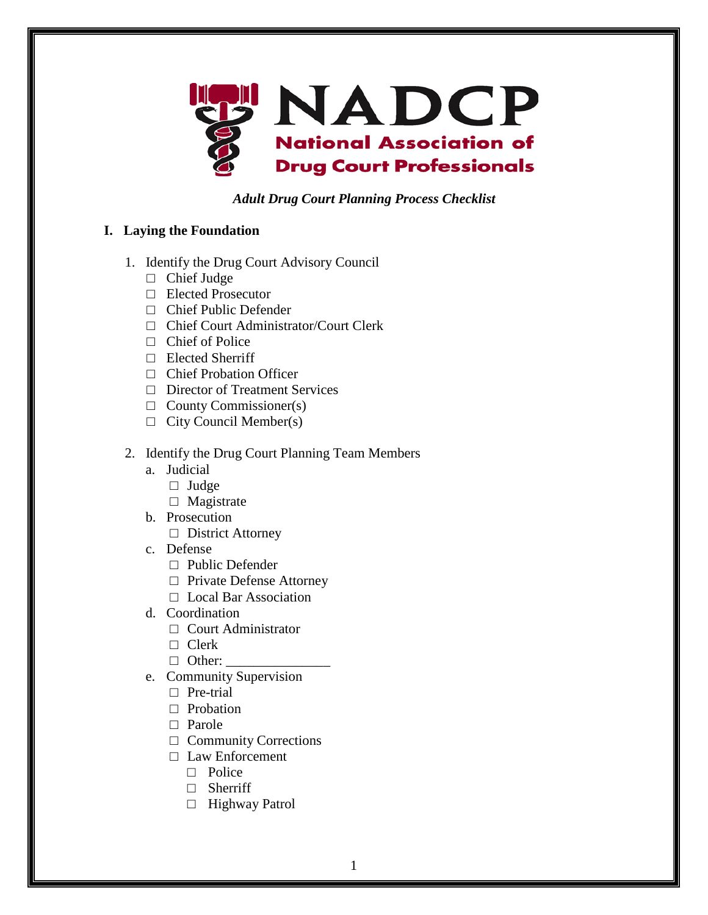NADCP

National Association of Drug Court Professionals

*Adult Drug Court Planning Process Checklist*

## I. Laying the Foundation

1. Identify the Drug Court Advisory Council
   - □ Chief Judge
   - □ Elected Prosecutor
   - □ Chief Public Defender
   - □ Chief Court Administrator/Court Clerk
   - □ Chief of Police
   - □ Elected Sherriff
   - □ Chief Probation Officer
   - □ Director of Treatment Services
   - □ County Commissioner(s)
   - □ City Council Member(s)

2. Identify the Drug Court Planning Team Members
   - a. Judicial
     - □ Judge
     - □ Magistrate
   - b. Prosecution
     - □ District Attorney
   - c. Defense
     - □ Public Defender
     - □ Private Defense Attorney
     - □ Local Bar Association
   - d. Coordination
     - □ Court Administrator
     - □ Clerk
     - □ Other: _______________
   - e. Community Supervision
     - □ Pre-trial
     - □ Probation
     - □ Parole
     - □ Community Corrections
     - □ Law Enforcement
       - □ Police
       - □ Sherriff
       - □ Highway Patrol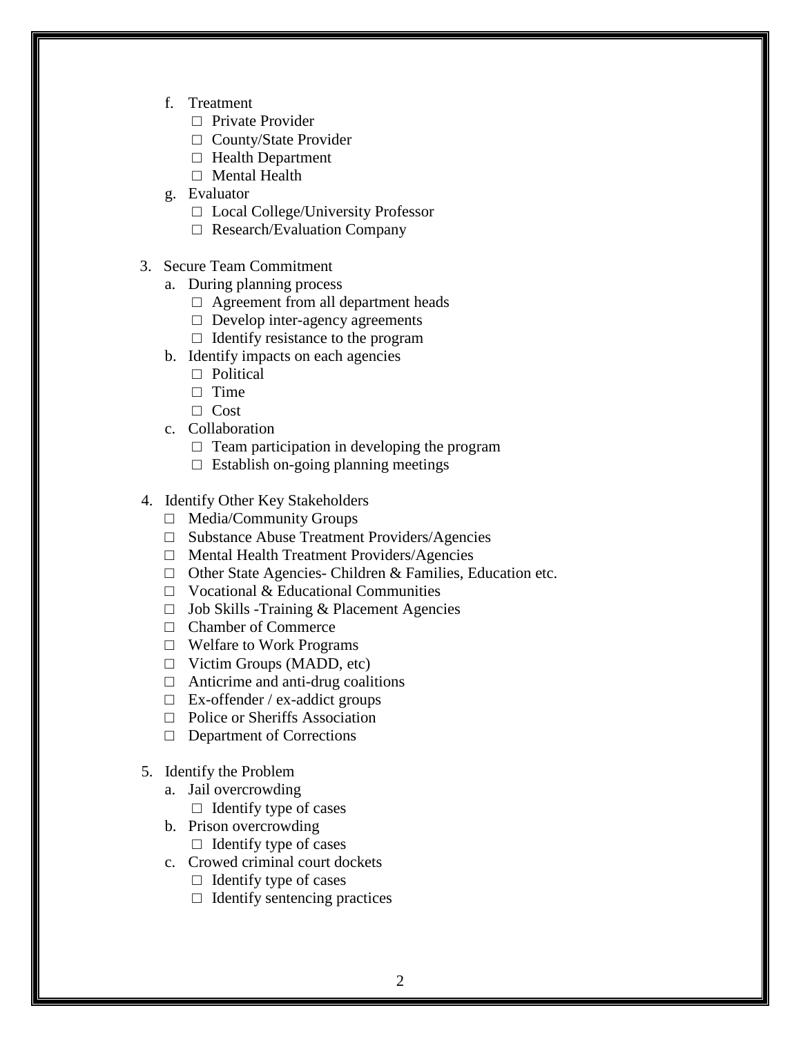f. Treatment
   - □ Private Provider
   - □ County/State Provider
   - □ Health Department
   - □ Mental Health

g. Evaluator
   - □ Local College/University Professor
   - □ Research/Evaluation Company

3. Secure Team Commitment

   a. During planning process
      - □ Agreement from all department heads
      - □ Develop inter-agency agreements
      - □ Identify resistance to the program

   b. Identify impacts on each agencies
      - □ Political
      - □ Time
      - □ Cost

   c. Collaboration
      - □ Team participation in developing the program
      - □ Establish on-going planning meetings

4. Identify Other Key Stakeholders
   - □ Media/Community Groups
   - □ Substance Abuse Treatment Providers/Agencies
   - □ Mental Health Treatment Providers/Agencies
   - □ Other State Agencies- Children & Families, Education etc.
   - □ Vocational & Educational Communities
   - □ Job Skills -Training & Placement Agencies
   - □ Chamber of Commerce
   - □ Welfare to Work Programs
   - □ Victim Groups (MADD, etc)
   - □ Anticrime and anti-drug coalitions
   - □ Ex-offender / ex-addict groups
   - □ Police or Sheriffs Association
   - □ Department of Corrections

5. Identify the Problem

   a. Jail overcrowding
      - □ Identify type of cases

   b. Prison overcrowding
      - □ Identify type of cases

   c. Crowed criminal court dockets
      - □ Identify type of cases
      - □ Identify sentencing practices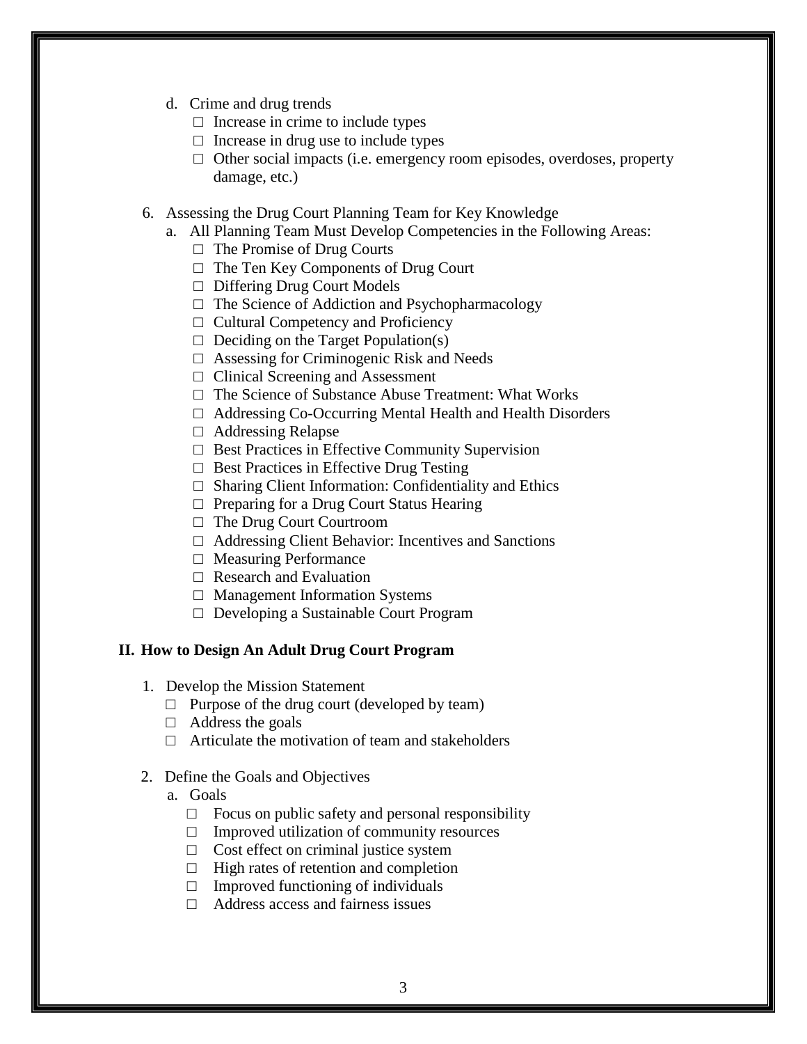d. Crime and drug trends
   - □ Increase in crime to include types
   - □ Increase in drug use to include types
   - □ Other social impacts (i.e. emergency room episodes, overdoses, property damage, etc.)

6. Assessing the Drug Court Planning Team for Key Knowledge
   a. All Planning Team Must Develop Competencies in the Following Areas:
      - □ The Promise of Drug Courts
      - □ The Ten Key Components of Drug Court
      - □ Differing Drug Court Models
      - □ The Science of Addiction and Psychopharmacology
      - □ Cultural Competency and Proficiency
      - □ Deciding on the Target Population(s)
      - □ Assessing for Criminogenic Risk and Needs
      - □ Clinical Screening and Assessment
      - □ The Science of Substance Abuse Treatment: What Works
      - □ Addressing Co-Occurring Mental Health and Health Disorders
      - □ Addressing Relapse
      - □ Best Practices in Effective Community Supervision
      - □ Best Practices in Effective Drug Testing
      - □ Sharing Client Information: Confidentiality and Ethics
      - □ Preparing for a Drug Court Status Hearing
      - □ The Drug Court Courtroom
      - □ Addressing Client Behavior: Incentives and Sanctions
      - □ Measuring Performance
      - □ Research and Evaluation
      - □ Management Information Systems
      - □ Developing a Sustainable Court Program

**II. How to Design An Adult Drug Court Program**

1. Develop the Mission Statement
   - □ Purpose of the drug court (developed by team)
   - □ Address the goals
   - □ Articulate the motivation of team and stakeholders

2. Define the Goals and Objectives
   a. Goals
      - □ Focus on public safety and personal responsibility
      - □ Improved utilization of community resources
      - □ Cost effect on criminal justice system
      - □ High rates of retention and completion
      - □ Improved functioning of individuals
      - □ Address access and fairness issues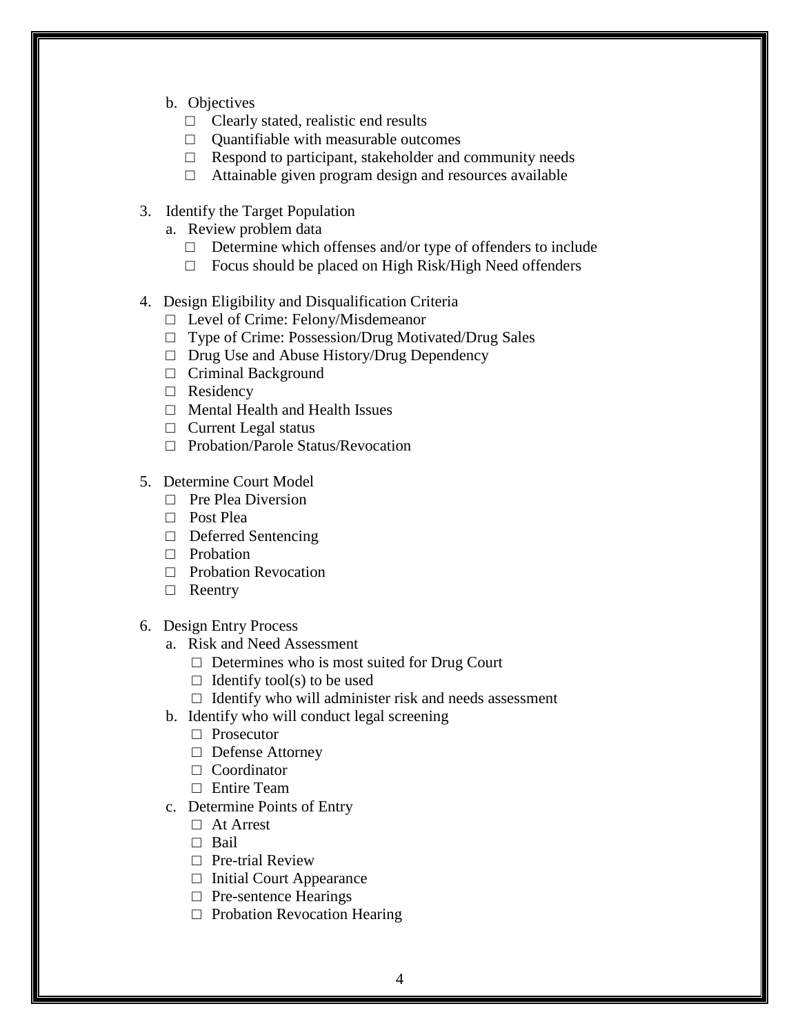b. Objectives
   - □ Clearly stated, realistic end results
   - □ Quantifiable with measurable outcomes
   - □ Respond to participant, stakeholder and community needs
   - □ Attainable given program design and resources available

3. Identify the Target Population
   a. Review problem data
      - □ Determine which offenses and/or type of offenders to include
      - □ Focus should be placed on High Risk/High Need offenders

4. Design Eligibility and Disqualification Criteria
   - □ Level of Crime: Felony/Misdemeanor
   - □ Type of Crime: Possession/Drug Motivated/Drug Sales
   - □ Drug Use and Abuse History/Drug Dependency
   - □ Criminal Background
   - □ Residency
   - □ Mental Health and Health Issues
   - □ Current Legal status
   - □ Probation/Parole Status/Revocation

5. Determine Court Model
   - □ Pre Plea Diversion
   - □ Post Plea
   - □ Deferred Sentencing
   - □ Probation
   - □ Probation Revocation
   - □ Reentry

6. Design Entry Process
   a. Risk and Need Assessment
      - □ Determines who is most suited for Drug Court
      - □ Identify tool(s) to be used
      - □ Identify who will administer risk and needs assessment

   b. Identify who will conduct legal screening
      - □ Prosecutor
      - □ Defense Attorney
      - □ Coordinator
      - □ Entire Team

   c. Determine Points of Entry
      - □ At Arrest
      - □ Bail
      - □ Pre-trial Review
      - □ Initial Court Appearance
      - □ Pre-sentence Hearings
      - □ Probation Revocation Hearing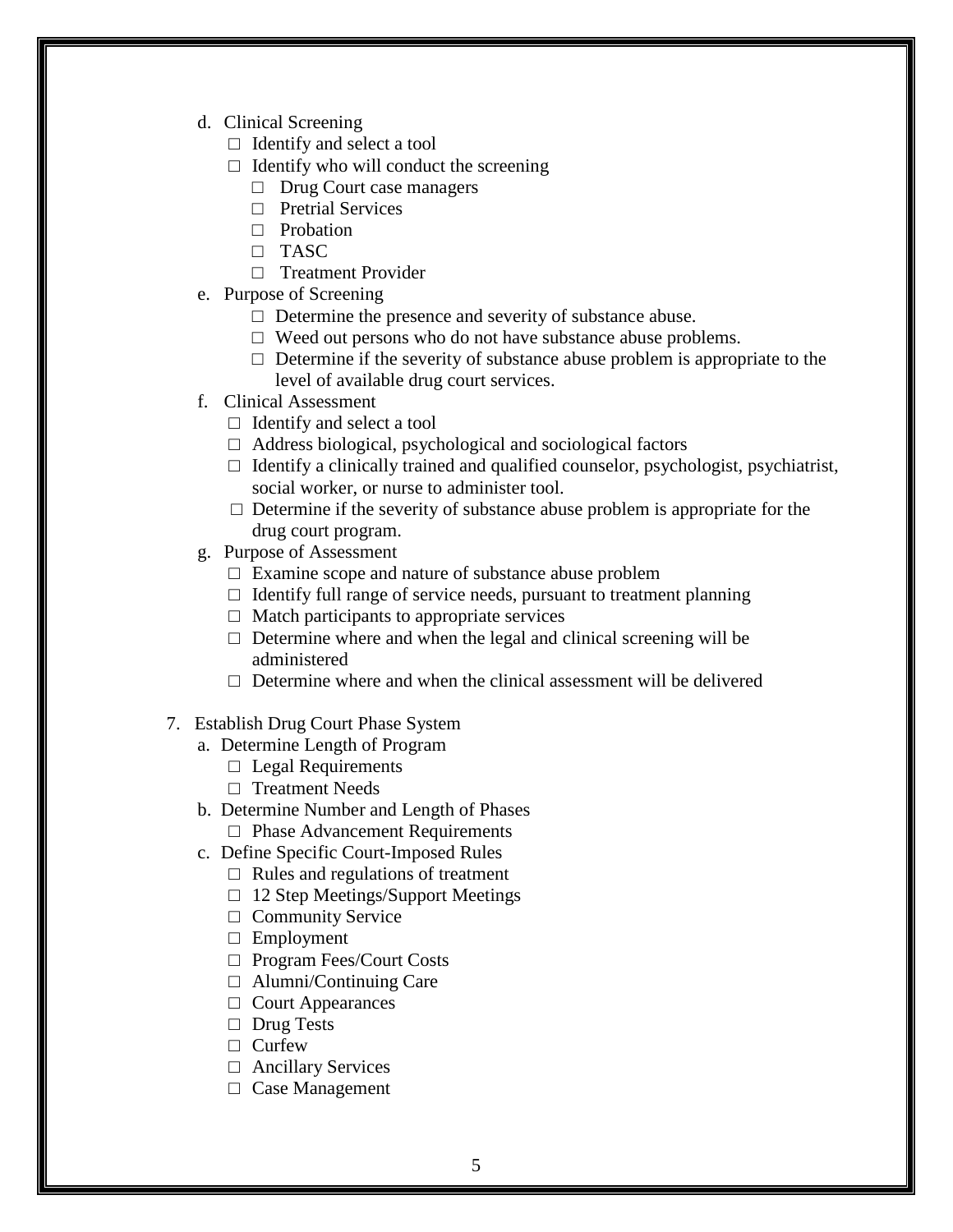d. Clinical Screening
   - □ Identify and select a tool
   - □ Identify who will conduct the screening
     - □ Drug Court case managers
     - □ Pretrial Services
     - □ Probation
     - □ TASC
     - □ Treatment Provider

e. Purpose of Screening
   - □ Determine the presence and severity of substance abuse.
   - □ Weed out persons who do not have substance abuse problems.
   - □ Determine if the severity of substance abuse problem is appropriate to the level of available drug court services.

f. Clinical Assessment
   - □ Identify and select a tool
   - □ Address biological, psychological and sociological factors
   - □ Identify a clinically trained and qualified counselor, psychologist, psychiatrist, social worker, or nurse to administer tool.
   - □ Determine if the severity of substance abuse problem is appropriate for the drug court program.

g. Purpose of Assessment
   - □ Examine scope and nature of substance abuse problem
   - □ Identify full range of service needs, pursuant to treatment planning
   - □ Match participants to appropriate services
   - □ Determine where and when the legal and clinical screening will be administered
   - □ Determine where and when the clinical assessment will be delivered

7. Establish Drug Court Phase System

   a. Determine Length of Program
      - □ Legal Requirements
      - □ Treatment Needs

   b. Determine Number and Length of Phases
      - □ Phase Advancement Requirements

   c. Define Specific Court-Imposed Rules
      - □ Rules and regulations of treatment
      - □ 12 Step Meetings/Support Meetings
      - □ Community Service
      - □ Employment
      - □ Program Fees/Court Costs
      - □ Alumni/Continuing Care
      - □ Court Appearances
      - □ Drug Tests
      - □ Curfew
      - □ Ancillary Services
      - □ Case Management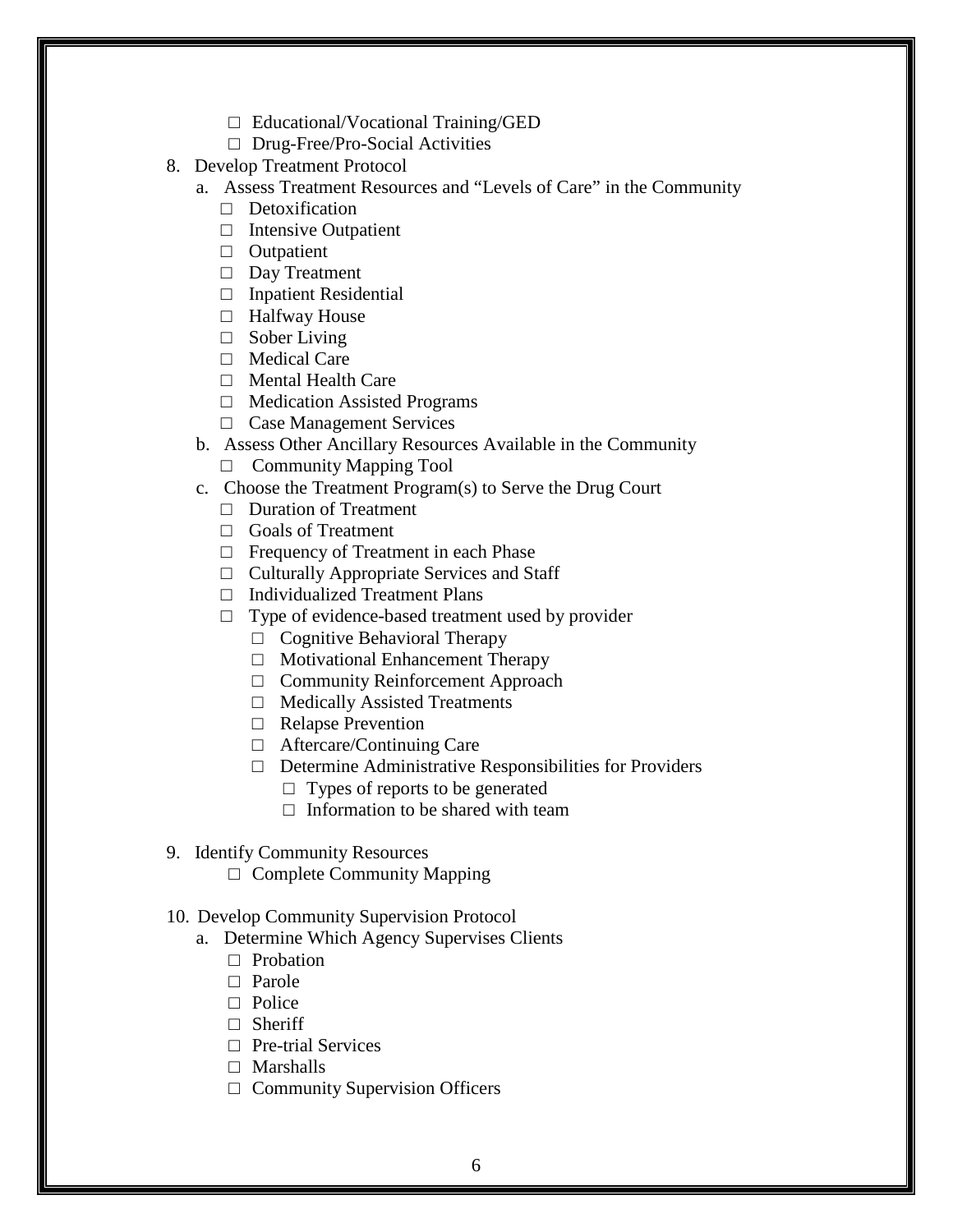- ☐ Educational/Vocational Training/GED
- ☐ Drug-Free/Pro-Social Activities

8. Develop Treatment Protocol
   a. Assess Treatment Resources and "Levels of Care" in the Community
      - ☐ Detoxification
      - ☐ Intensive Outpatient
      - ☐ Outpatient
      - ☐ Day Treatment
      - ☐ Inpatient Residential
      - ☐ Halfway House
      - ☐ Sober Living
      - ☐ Medical Care
      - ☐ Mental Health Care
      - ☐ Medication Assisted Programs
      - ☐ Case Management Services

   b. Assess Other Ancillary Resources Available in the Community
      - ☐ Community Mapping Tool

   c. Choose the Treatment Program(s) to Serve the Drug Court
      - ☐ Duration of Treatment
      - ☐ Goals of Treatment
      - ☐ Frequency of Treatment in each Phase
      - ☐ Culturally Appropriate Services and Staff
      - ☐ Individualized Treatment Plans
      - ☐ Type of evidence-based treatment used by provider
        - ☐ Cognitive Behavioral Therapy
        - ☐ Motivational Enhancement Therapy
        - ☐ Community Reinforcement Approach
        - ☐ Medically Assisted Treatments
        - ☐ Relapse Prevention
        - ☐ Aftercare/Continuing Care
        - ☐ Determine Administrative Responsibilities for Providers
          - ☐ Types of reports to be generated
          - ☐ Information to be shared with team

9. Identify Community Resources
   - ☐ Complete Community Mapping

10. Develop Community Supervision Protocol
    a. Determine Which Agency Supervises Clients
       - ☐ Probation
       - ☐ Parole
       - ☐ Police
       - ☐ Sheriff
       - ☐ Pre-trial Services
       - ☐ Marshalls
       - ☐ Community Supervision Officers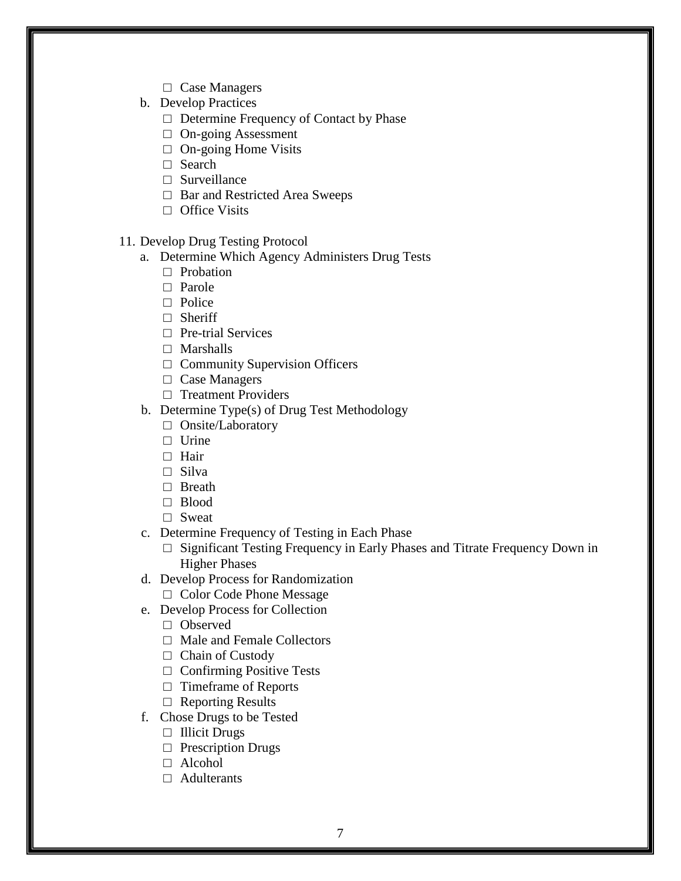- ☐ Case Managers

b. Develop Practices
   - ☐ Determine Frequency of Contact by Phase
   - ☐ On-going Assessment
   - ☐ On-going Home Visits
   - ☐ Search
   - ☐ Surveillance
   - ☐ Bar and Restricted Area Sweeps
   - ☐ Office Visits

11. Develop Drug Testing Protocol

   a. Determine Which Agency Administers Drug Tests
      - ☐ Probation
      - ☐ Parole
      - ☐ Police
      - ☐ Sheriff
      - ☐ Pre-trial Services
      - ☐ Marshalls
      - ☐ Community Supervision Officers
      - ☐ Case Managers
      - ☐ Treatment Providers

   b. Determine Type(s) of Drug Test Methodology
      - ☐ Onsite/Laboratory
      - ☐ Urine
      - ☐ Hair
      - ☐ Silva
      - ☐ Breath
      - ☐ Blood
      - ☐ Sweat

   c. Determine Frequency of Testing in Each Phase
      - ☐ Significant Testing Frequency in Early Phases and Titrate Frequency Down in Higher Phases

   d. Develop Process for Randomization
      - ☐ Color Code Phone Message

   e. Develop Process for Collection
      - ☐ Observed
      - ☐ Male and Female Collectors
      - ☐ Chain of Custody
      - ☐ Confirming Positive Tests
      - ☐ Timeframe of Reports
      - ☐ Reporting Results

   f. Chose Drugs to be Tested
      - ☐ Illicit Drugs
      - ☐ Prescription Drugs
      - ☐ Alcohol
      - ☐ Adulterants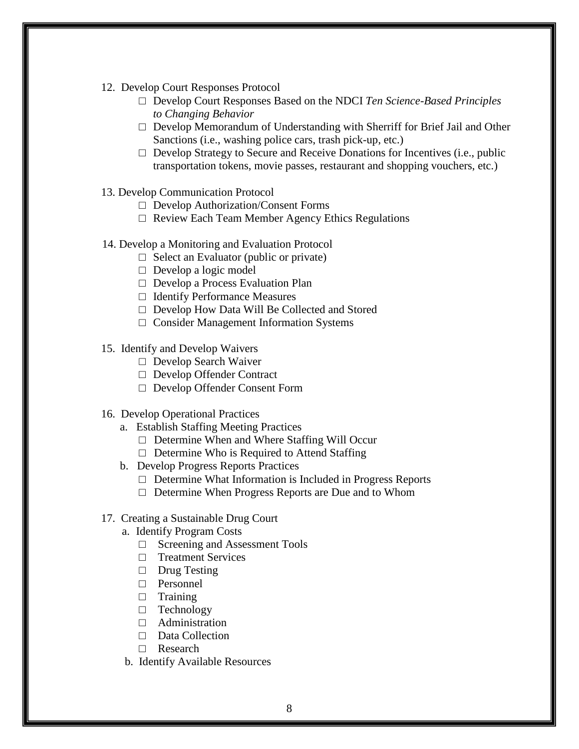12. Develop Court Responses Protocol
    - □ Develop Court Responses Based on the NDCI *Ten Science-Based Principles to Changing Behavior*
    - □ Develop Memorandum of Understanding with Sherriff for Brief Jail and Other Sanctions (i.e., washing police cars, trash pick-up, etc.)
    - □ Develop Strategy to Secure and Receive Donations for Incentives (i.e., public transportation tokens, movie passes, restaurant and shopping vouchers, etc.)

13. Develop Communication Protocol
    - □ Develop Authorization/Consent Forms
    - □ Review Each Team Member Agency Ethics Regulations

14. Develop a Monitoring and Evaluation Protocol
    - □ Select an Evaluator (public or private)
    - □ Develop a logic model
    - □ Develop a Process Evaluation Plan
    - □ Identify Performance Measures
    - □ Develop How Data Will Be Collected and Stored
    - □ Consider Management Information Systems

15. Identify and Develop Waivers
    - □ Develop Search Waiver
    - □ Develop Offender Contract
    - □ Develop Offender Consent Form

16. Develop Operational Practices
    - a. Establish Staffing Meeting Practices
      - □ Determine When and Where Staffing Will Occur
      - □ Determine Who is Required to Attend Staffing
    - b. Develop Progress Reports Practices
      - □ Determine What Information is Included in Progress Reports
      - □ Determine When Progress Reports are Due and to Whom

17. Creating a Sustainable Drug Court
    - a. Identify Program Costs
      - □ Screening and Assessment Tools
      - □ Treatment Services
      - □ Drug Testing
      - □ Personnel
      - □ Training
      - □ Technology
      - □ Administration
      - □ Data Collection
      - □ Research
    - b. Identify Available Resources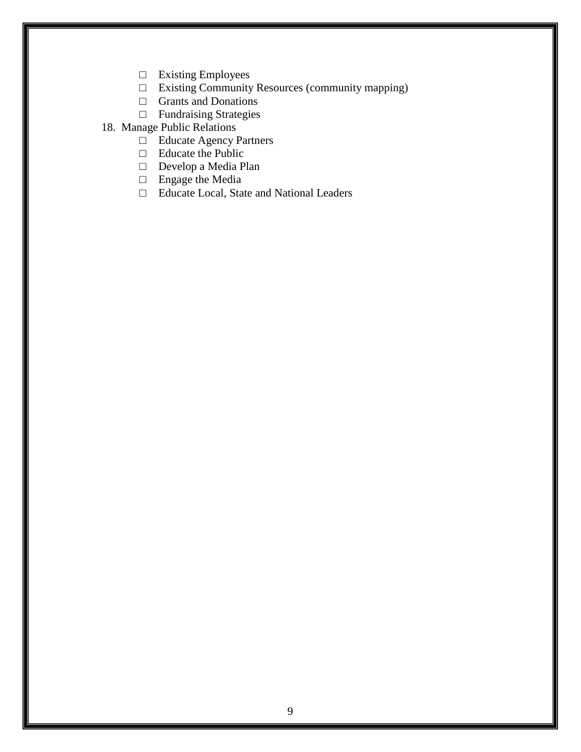- □ Existing Employees
- □ Existing Community Resources (community mapping)
- □ Grants and Donations
- □ Fundraising Strategies

18. Manage Public Relations
    - □ Educate Agency Partners
    - □ Educate the Public
    - □ Develop a Media Plan
    - □ Engage the Media
    - □ Educate Local, State and National Leaders